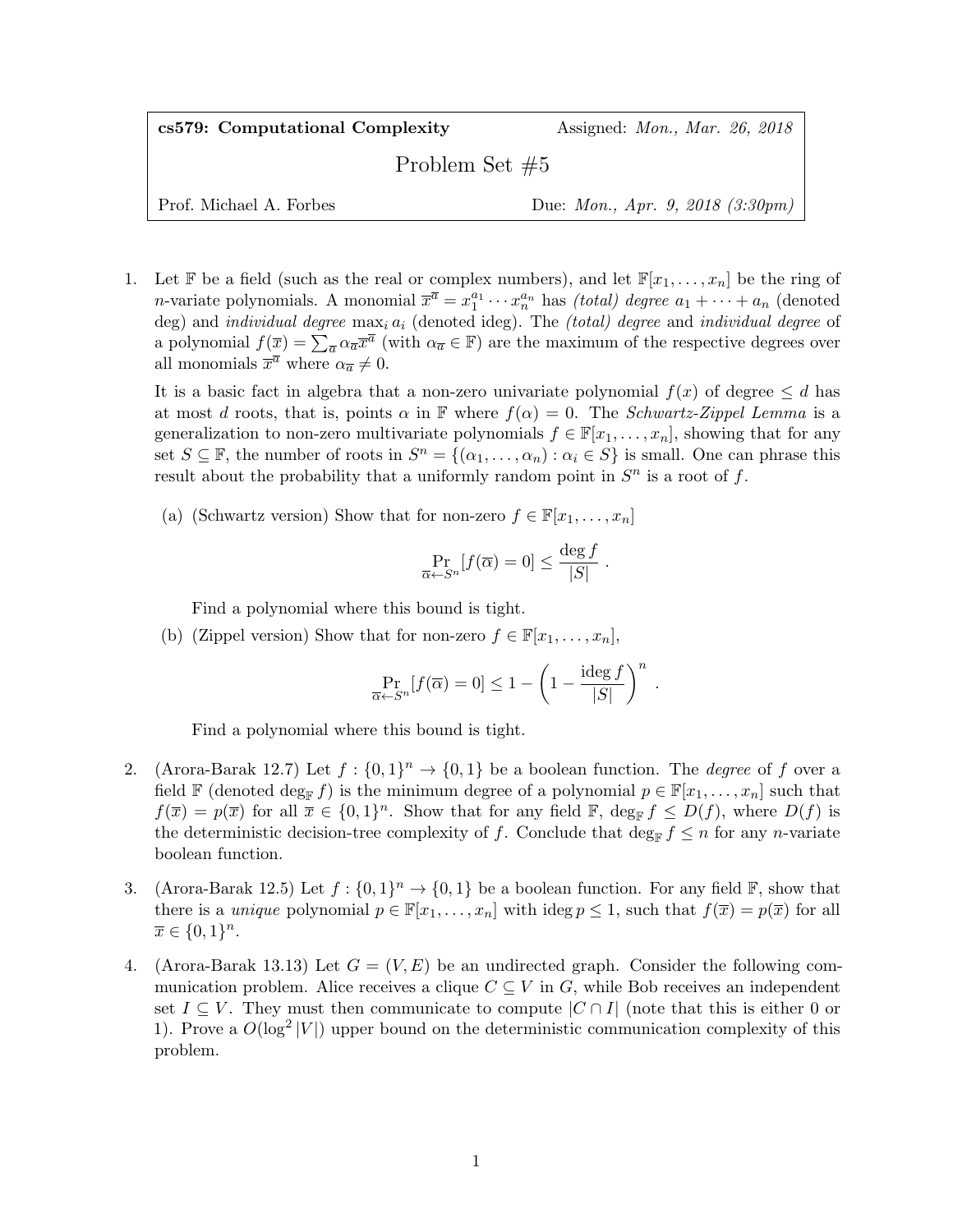**cs579: Computational Complexity** Assigned: *Mon., Mar. 26, 2018*

# Problem Set #5

Prof. Michael A. Forbes Due: *Mon., Apr. 9, 2018 (3:30pm)*

1. Let $\mathbb{F}$ be a field (such as the real or complex numbers), and let $\mathbb{F}[x_1, \ldots, x_n]$ be the ring of $n$-variate polynomials. A monomial $\overline{x}^{\overline{a}} = x_1^{a_1} \cdots x_n^{a_n}$ has *(total) degree* $a_1 + \cdots + a_n$ (denoted deg) and *individual degree* $\max_i a_i$ (denoted ideg). The *(total) degree* and *individual degree* of a polynomial $f(\overline{x}) = \sum_{\overline{a}} \alpha_{\overline{a}} \overline{x}^{\overline{a}}$ (with $\alpha_{\overline{a}} \in \mathbb{F}$) are the maximum of the respective degrees over all monomials $\overline{x}^{\overline{a}}$ where $\alpha_{\overline{a}} \neq 0$.

   It is a basic fact in algebra that a non-zero univariate polynomial $f(x)$ of degree $\leq d$ has at most $d$ roots, that is, points $\alpha$ in $\mathbb{F}$ where $f(\alpha) = 0$. The *Schwartz-Zippel Lemma* is a generalization to non-zero multivariate polynomials $f \in \mathbb{F}[x_1, \ldots, x_n]$, showing that for any set $S \subseteq \mathbb{F}$, the number of roots in $S^n = \{(\alpha_1, \ldots, \alpha_n) : \alpha_i \in S\}$ is small. One can phrase this result about the probability that a uniformly random point in $S^n$ is a root of $f$.

   (a) (Schwartz version) Show that for non-zero $f \in \mathbb{F}[x_1, \ldots, x_n]$

   $$\Pr_{\overline{\alpha} \leftarrow S^n}[f(\overline{\alpha}) = 0] \leq \frac{\deg f}{|S|} .$$

   Find a polynomial where this bound is tight.

   (b) (Zippel version) Show that for non-zero $f \in \mathbb{F}[x_1, \ldots, x_n]$,

   $$\Pr_{\overline{\alpha} \leftarrow S^n}[f(\overline{\alpha}) = 0] \leq 1 - \left(1 - \frac{\operatorname{ideg} f}{|S|}\right)^n .$$

   Find a polynomial where this bound is tight.

2. (Arora-Barak 12.7) Let $f : \{0,1\}^n \to \{0,1\}$ be a boolean function. The *degree* of $f$ over a field $\mathbb{F}$ (denoted $\deg_{\mathbb{F}} f$) is the minimum degree of a polynomial $p \in \mathbb{F}[x_1, \ldots, x_n]$ such that $f(\overline{x}) = p(\overline{x})$ for all $\overline{x} \in \{0,1\}^n$. Show that for any field $\mathbb{F}$, $\deg_{\mathbb{F}} f \leq D(f)$, where $D(f)$ is the deterministic decision-tree complexity of $f$. Conclude that $\deg_{\mathbb{F}} f \leq n$ for any $n$-variate boolean function.

3. (Arora-Barak 12.5) Let $f : \{0,1\}^n \to \{0,1\}$ be a boolean function. For any field $\mathbb{F}$, show that there is a *unique* polynomial $p \in \mathbb{F}[x_1, \ldots, x_n]$ with $\operatorname{ideg} p \leq 1$, such that $f(\overline{x}) = p(\overline{x})$ for all $\overline{x} \in \{0,1\}^n$.

4. (Arora-Barak 13.13) Let $G = (V, E)$ be an undirected graph. Consider the following communication problem. Alice receives a clique $C \subseteq V$ in $G$, while Bob receives an independent set $I \subseteq V$. They must then communicate to compute $|C \cap I|$ (note that this is either 0 or 1). Prove a $O(\log^2 |V|)$ upper bound on the deterministic communication complexity of this problem.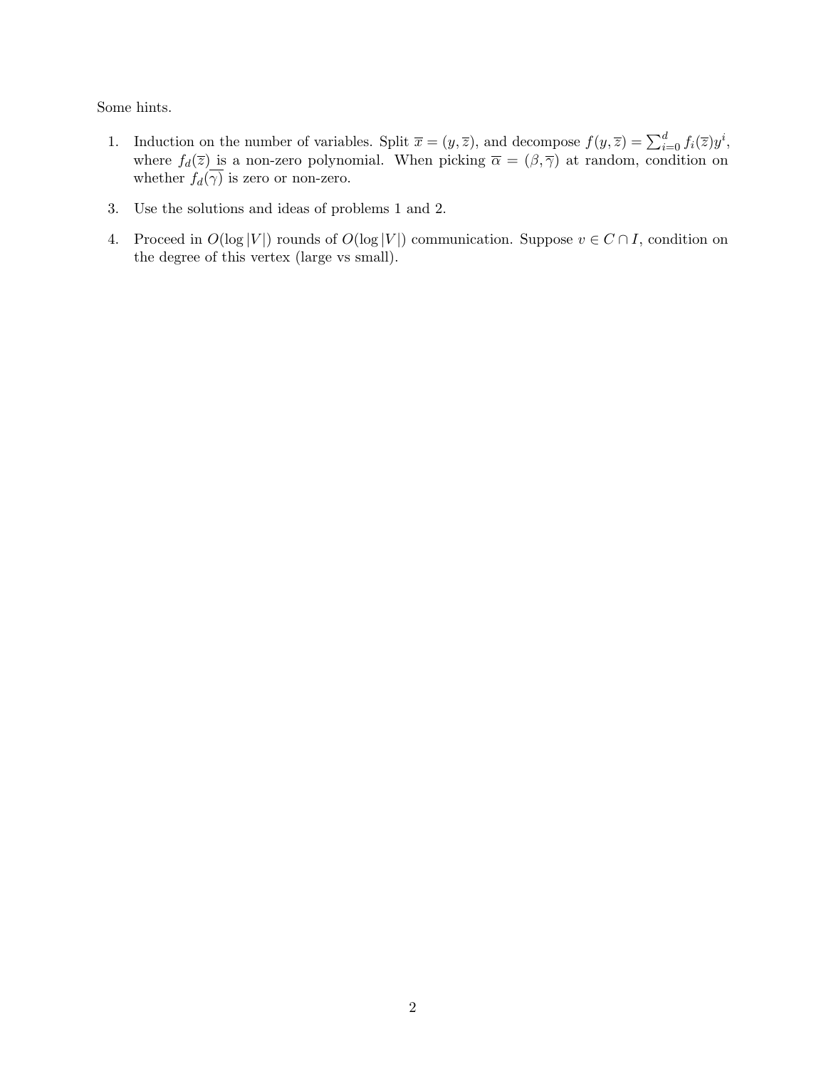Some hints.

1. Induction on the number of variables. Split $\overline{x} = (y, \overline{z})$, and decompose $f(y, \overline{z}) = \sum_{i=0}^{d} f_i(\overline{z}) y^i$, where $f_d(\overline{z})$ is a non-zero polynomial. When picking $\overline{\alpha} = (\beta, \overline{\gamma})$ at random, condition on whether $f_d(\overline{\gamma})$ is zero or non-zero.

3. Use the solutions and ideas of problems 1 and 2.

4. Proceed in $O(\log |V|)$ rounds of $O(\log |V|)$ communication. Suppose $v \in C \cap I$, condition on the degree of this vertex (large vs small).